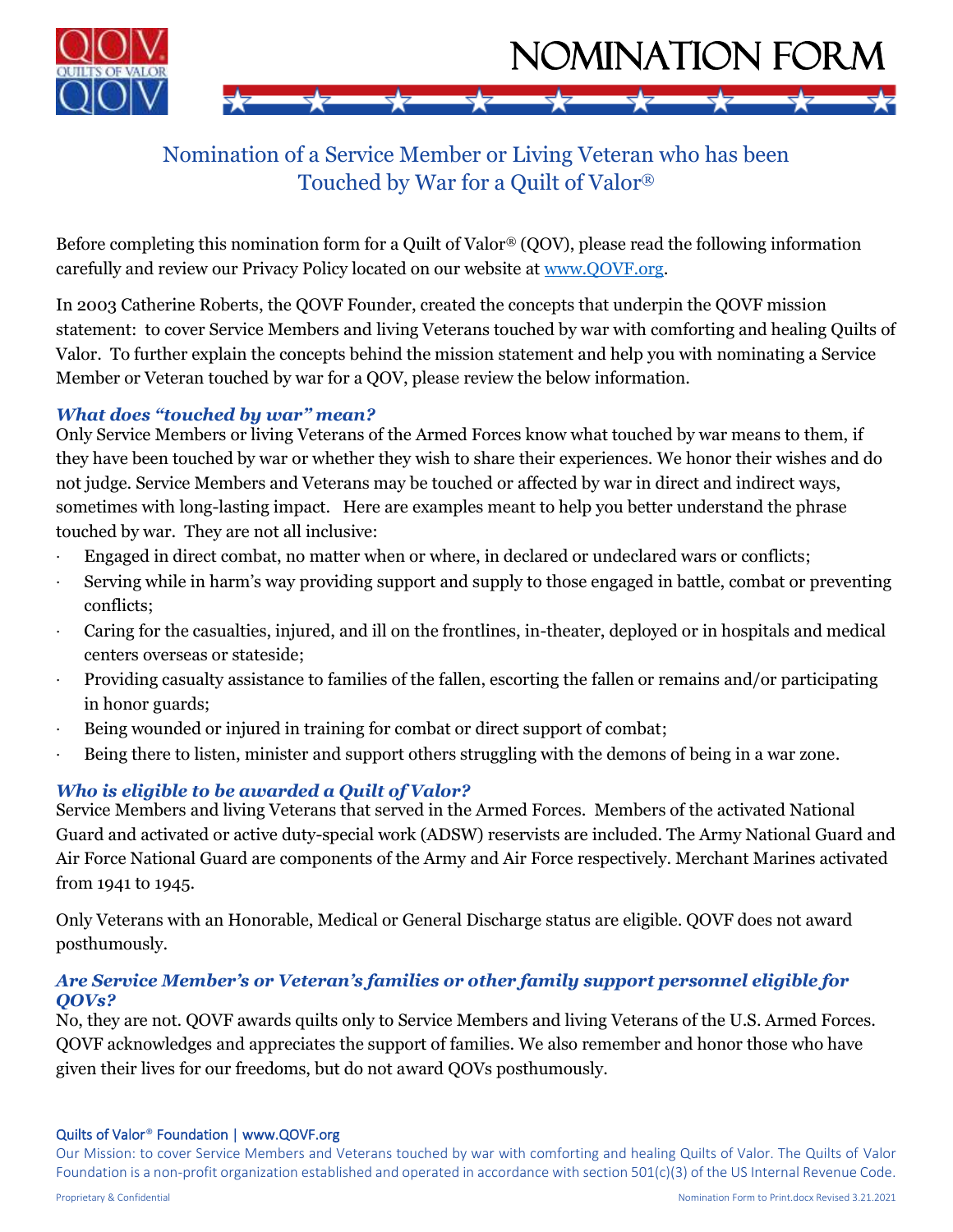# NOMINATION FORM

## Nomination of a Service Member or Living Veteran who has been Touched by War for a Quilt of Valor®

Before completing this nomination form for a Quilt of Valor® (QOV), please read the following information carefully and review our Privacy Policy located on our website at www.QOVF.org.

In 2003 Catherine Roberts, the QOVF Founder, created the concepts that underpin the QOVF mission statement: to cover Service Members and living Veterans touched by war with comforting and healing Quilts of Valor. To further explain the concepts behind the mission statement and help you with nominating a Service Member or Veteran touched by war for a QOV, please review the below information.

### *What does "touched by war" mean?*

Only Service Members or living Veterans of the Armed Forces know what touched by war means to them, if they have been touched by war or whether they wish to share their experiences. We honor their wishes and do not judge. Service Members and Veterans may be touched or affected by war in direct and indirect ways, sometimes with long-lasting impact. Here are examples meant to help you better understand the phrase touched by war. They are not all inclusive:

- Engaged in direct combat, no matter when or where, in declared or undeclared wars or conflicts;
- Serving while in harm's way providing support and supply to those engaged in battle, combat or preventing conflicts;
- Caring for the casualties, injured, and ill on the frontlines, in-theater, deployed or in hospitals and medical centers overseas or stateside;
- Providing casualty assistance to families of the fallen, escorting the fallen or remains and/or participating in honor guards;
- Being wounded or injured in training for combat or direct support of combat;
- Being there to listen, minister and support others struggling with the demons of being in a war zone.

### *Who is eligible to be awarded a Quilt of Valor?*

Service Members and living Veterans that served in the Armed Forces. Members of the activated National Guard and activated or active duty-special work (ADSW) reservists are included. The Army National Guard and Air Force National Guard are components of the Army and Air Force respectively. Merchant Marines activated from 1941 to 1945.

Only Veterans with an Honorable, Medical or General Discharge status are eligible. QOVF does not award posthumously.

### *Are Service Member's or Veteran's families or other family support personnel eligible for QOVs?*

No, they are not. QOVF awards quilts only to Service Members and living Veterans of the U.S. Armed Forces. QOVF acknowledges and appreciates the support of families. We also remember and honor those who have given their lives for our freedoms, but do not award QOVs posthumously.

Quilts of Valor® Foundation | www.QOVF.org

Our Mission: to cover Service Members and Veterans touched by war with comforting and healing Quilts of Valor. The Quilts of Valor Foundation is a non-profit organization established and operated in accordance with section 501(c)(3) of the US Internal Revenue Code.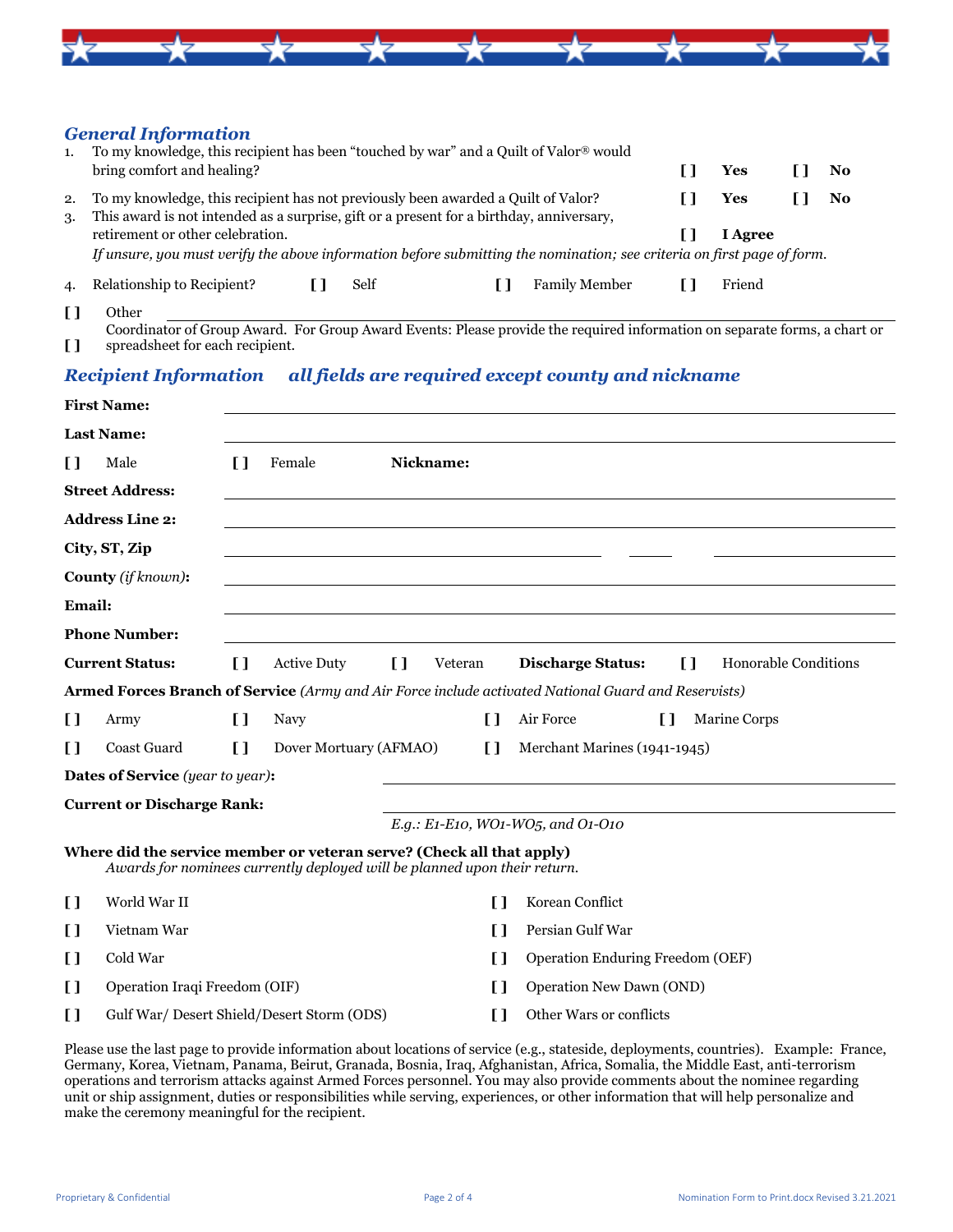## *General Information*

1. To my knowledge, this recipient has been "touched by war" and a Quilt of Valor® would bring comfort and healing? [ ] **Yes** [ ] **No**
2. To my knowledge, this recipient has not previously been awarded a Quilt of Valor? [ ] **Yes** [ ] **No**
3. This award is not intended as a surprise, gift or a present for a birthday, anniversary, retirement or other celebration. [ ] **I Agree**

   *If unsure, you must verify the above information before submitting the nomination; see criteria on first page of form.*

4. Relationship to Recipient? [ ] Self [ ] Family Member [ ] Friend

[ ] Other ______________________________

[ ] Coordinator of Group Award. For Group Award Events: Please provide the required information on separate forms, a chart or spreadsheet for each recipient.

## *Recipient Information* *all fields are required except county and nickname*

**First Name:** ______________________________

**Last Name:** ______________________________

[ ] Male [ ] Female **Nickname:**

**Street Address:** ______________________________

**Address Line 2:** ______________________________

**City, ST, Zip** ______________________________

**County** *(if known)***:** ______________________________

**Email:** ______________________________

**Phone Number:** ______________________________

**Current Status:** [ ] Active Duty [ ] Veteran **Discharge Status:** [ ] Honorable Conditions

**Armed Forces Branch of Service** *(Army and Air Force include activated National Guard and Reservists)*

[ ] Army [ ] Navy [ ] Air Force [ ] Marine Corps

[ ] Coast Guard [ ] Dover Mortuary (AFMAO) [ ] Merchant Marines (1941-1945)

**Dates of Service** *(year to year)***:** ______________________________

**Current or Discharge Rank:** ______________________________

*E.g.: E1-E10, WO1-WO5, and O1-O10*

**Where did the service member or veteran serve? (Check all that apply)**

*Awards for nominees currently deployed will be planned upon their return.*

[ ] World War II

[ ] Korean Conflict

[ ] Vietnam War

[ ] Persian Gulf War

[ ] Cold War

[ ] Operation Enduring Freedom (OEF)

[ ] Operation Iraqi Freedom (OIF)

[ ] Operation New Dawn (OND)

[ ] Gulf War/ Desert Shield/Desert Storm (ODS)

[ ] Other Wars or conflicts

Please use the last page to provide information about locations of service (e.g., stateside, deployments, countries). Example: France, Germany, Korea, Vietnam, Panama, Beirut, Granada, Bosnia, Iraq, Afghanistan, Africa, Somalia, the Middle East, anti-terrorism operations and terrorism attacks against Armed Forces personnel. You may also provide comments about the nominee regarding unit or ship assignment, duties or responsibilities while serving, experiences, or other information that will help personalize and make the ceremony meaningful for the recipient.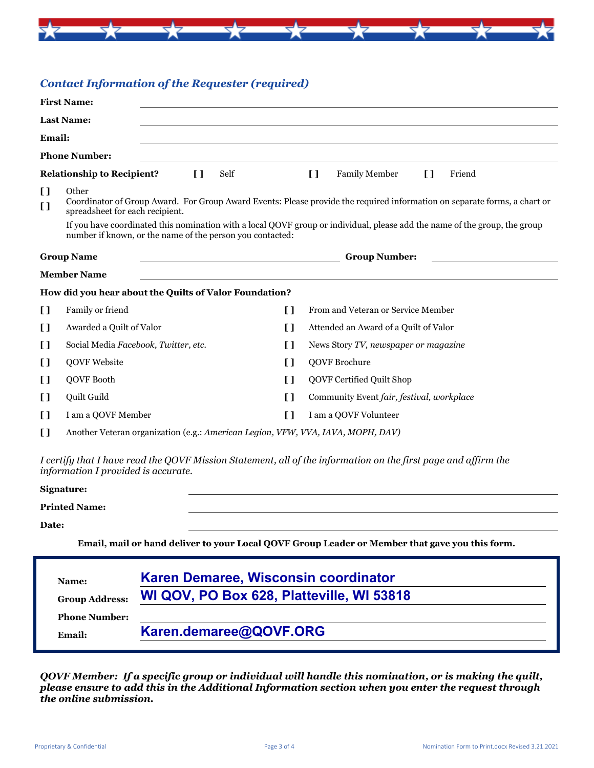### *Contact Information of the Requester (required)*

**First Name:** ______________________________

**Last Name:** ______________________________

**Email:** ______________________________

**Phone Number:** ______________________________

**Relationship to Recipient?** [ ] Self [ ] Family Member [ ] Friend

[ ] Other

[ ] Coordinator of Group Award. For Group Award Events: Please provide the required information on separate forms, a chart or spreadsheet for each recipient.

If you have coordinated this nomination with a local QOVF group or individual, please add the name of the group, the group number if known, or the name of the person you contacted:

**Group Name** ______________________________ **Group Number:** ______________________________

**Member Name** ______________________________

**How did you hear about the Quilts of Valor Foundation?**

| | | | |
|---|---|---|---|
| [ ] | Family or friend | [ ] | From and Veteran or Service Member |
| [ ] | Awarded a Quilt of Valor | [ ] | Attended an Award of a Quilt of Valor |
| [ ] | Social Media *Facebook, Twitter, etc.* | [ ] | News Story *TV, newspaper or magazine* |
| [ ] | QOVF Website | [ ] | QOVF Brochure |
| [ ] | QOVF Booth | [ ] | QOVF Certified Quilt Shop |
| [ ] | Quilt Guild | [ ] | Community Event *fair, festival, workplace* |
| [ ] | I am a QOVF Member | [ ] | I am a QOVF Volunteer |

[ ] Another Veteran organization (e.g.: *American Legion, VFW, VVA, IAVA, MOPH, DAV)*

*I certify that I have read the QOVF Mission Statement, all of the information on the first page and affirm the information I provided is accurate.*

**Signature:** ______________________________

**Printed Name:** ______________________________

**Date:** ______________________________

**Email, mail or hand deliver to your Local QOVF Group Leader or Member that gave you this form.**

**Name:** **Karen Demaree, Wisconsin coordinator**

**Group Address:** **WI QOV, PO Box 628, Platteville, WI 53818**

**Phone Number:** ______________________________

**Email:** **Karen.demaree@QOVF.ORG**

***QOVF Member: If a specific group or individual will handle this nomination, or is making the quilt, please ensure to add this in the Additional Information section when you enter the request through the online submission.***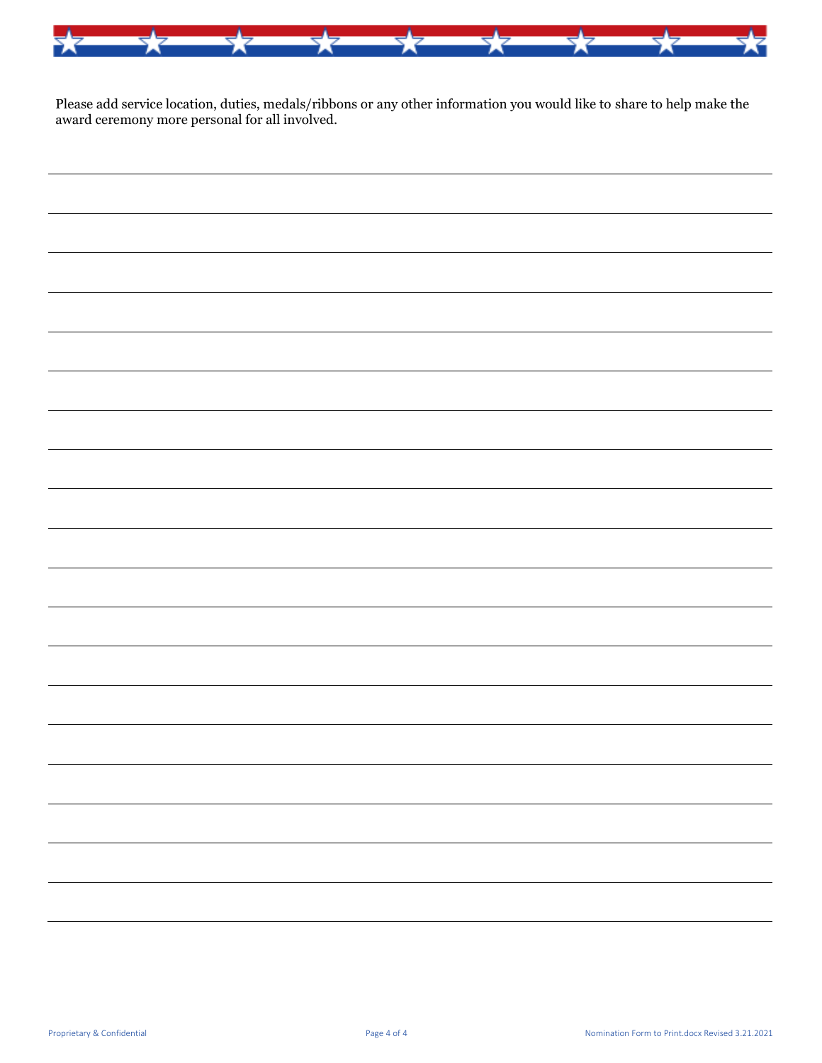Please add service location, duties, medals/ribbons or any other information you would like to share to help make the award ceremony more personal for all involved.